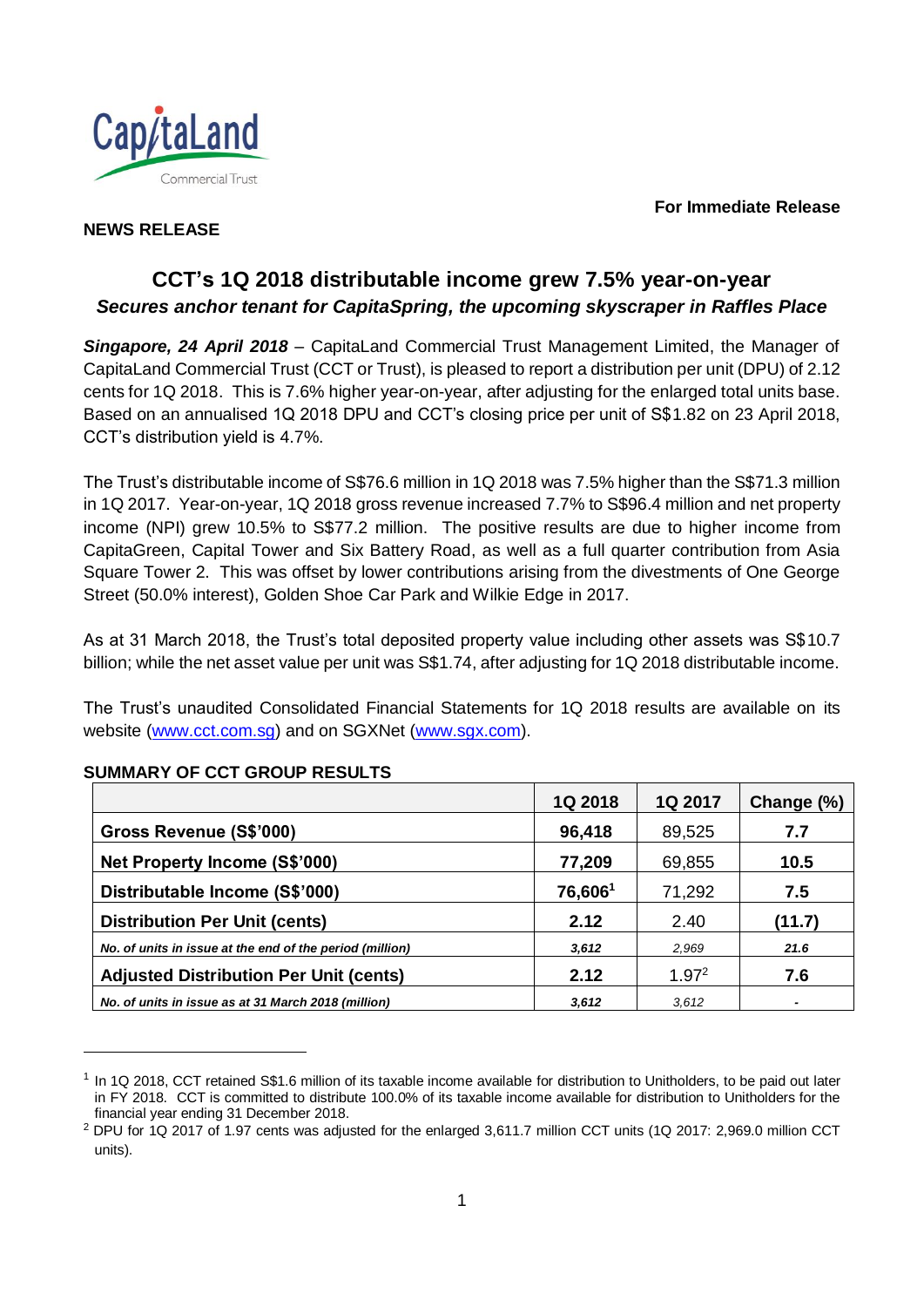CapitaLand Commercial Trust

**For Immediate Release**

**NEWS RELEASE**

# CCT's 1Q 2018 distributable income grew 7.5% year-on-year

## *Secures anchor tenant for CapitaSpring, the upcoming skyscraper in Raffles Place*

***Singapore, 24 April 2018*** – CapitaLand Commercial Trust Management Limited, the Manager of CapitaLand Commercial Trust (CCT or Trust), is pleased to report a distribution per unit (DPU) of 2.12 cents for 1Q 2018. This is 7.6% higher year-on-year, after adjusting for the enlarged total units base. Based on an annualised 1Q 2018 DPU and CCT's closing price per unit of S$1.82 on 23 April 2018, CCT's distribution yield is 4.7%.

The Trust's distributable income of S$76.6 million in 1Q 2018 was 7.5% higher than the S$71.3 million in 1Q 2017. Year-on-year, 1Q 2018 gross revenue increased 7.7% to S$96.4 million and net property income (NPI) grew 10.5% to S$77.2 million. The positive results are due to higher income from CapitaGreen, Capital Tower and Six Battery Road, as well as a full quarter contribution from Asia Square Tower 2. This was offset by lower contributions arising from the divestments of One George Street (50.0% interest), Golden Shoe Car Park and Wilkie Edge in 2017.

As at 31 March 2018, the Trust's total deposited property value including other assets was S$10.7 billion; while the net asset value per unit was S$1.74, after adjusting for 1Q 2018 distributable income.

The Trust's unaudited Consolidated Financial Statements for 1Q 2018 results are available on its website (www.cct.com.sg) and on SGXNet (www.sgx.com).

**SUMMARY OF CCT GROUP RESULTS**

| | 1Q 2018 | 1Q 2017 | Change (%) |
|---|---|---|---|
| **Gross Revenue (S$'000)** | **96,418** | 89,525 | **7.7** |
| **Net Property Income (S$'000)** | **77,209** | 69,855 | **10.5** |
| **Distributable Income (S$'000)** | **76,606**[1] | 71,292 | **7.5** |
| **Distribution Per Unit (cents)** | **2.12** | 2.40 | **(11.7)** |
| ***No. of units in issue at the end of the period (million)*** | ***3,612*** | *2,969* | ***21.6*** |
| **Adjusted Distribution Per Unit (cents)** | **2.12** | 1.97[2] | **7.6** |
| ***No. of units in issue as at 31 March 2018 (million)*** | ***3,612*** | *3,612* | **-** |

[1] In 1Q 2018, CCT retained S$1.6 million of its taxable income available for distribution to Unitholders, to be paid out later in FY 2018. CCT is committed to distribute 100.0% of its taxable income available for distribution to Unitholders for the financial year ending 31 December 2018.

[2] DPU for 1Q 2017 of 1.97 cents was adjusted for the enlarged 3,611.7 million CCT units (1Q 2017: 2,969.0 million CCT units).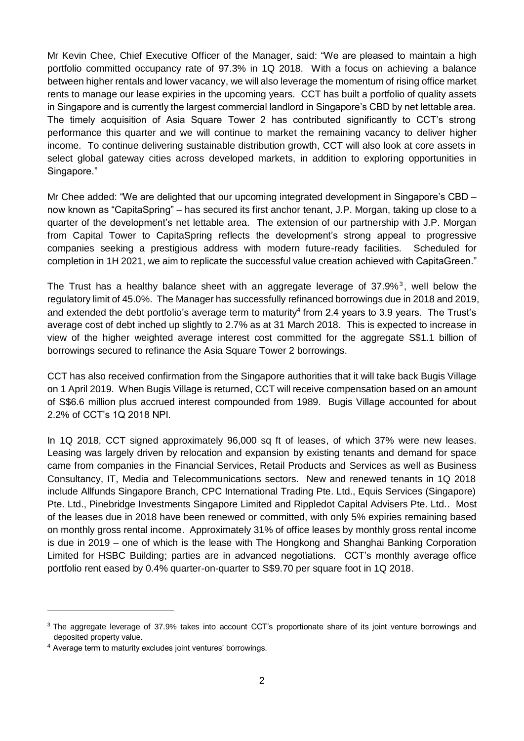Mr Kevin Chee, Chief Executive Officer of the Manager, said: "We are pleased to maintain a high portfolio committed occupancy rate of 97.3% in 1Q 2018. With a focus on achieving a balance between higher rentals and lower vacancy, we will also leverage the momentum of rising office market rents to manage our lease expiries in the upcoming years. CCT has built a portfolio of quality assets in Singapore and is currently the largest commercial landlord in Singapore's CBD by net lettable area. The timely acquisition of Asia Square Tower 2 has contributed significantly to CCT's strong performance this quarter and we will continue to market the remaining vacancy to deliver higher income. To continue delivering sustainable distribution growth, CCT will also look at core assets in select global gateway cities across developed markets, in addition to exploring opportunities in Singapore."

Mr Chee added: "We are delighted that our upcoming integrated development in Singapore's CBD – now known as "CapitaSpring" – has secured its first anchor tenant, J.P. Morgan, taking up close to a quarter of the development's net lettable area. The extension of our partnership with J.P. Morgan from Capital Tower to CapitaSpring reflects the development's strong appeal to progressive companies seeking a prestigious address with modern future-ready facilities. Scheduled for completion in 1H 2021, we aim to replicate the successful value creation achieved with CapitaGreen."

The Trust has a healthy balance sheet with an aggregate leverage of 37.9%[3], well below the regulatory limit of 45.0%. The Manager has successfully refinanced borrowings due in 2018 and 2019, and extended the debt portfolio's average term to maturity[4] from 2.4 years to 3.9 years. The Trust's average cost of debt inched up slightly to 2.7% as at 31 March 2018. This is expected to increase in view of the higher weighted average interest cost committed for the aggregate S$1.1 billion of borrowings secured to refinance the Asia Square Tower 2 borrowings.

CCT has also received confirmation from the Singapore authorities that it will take back Bugis Village on 1 April 2019. When Bugis Village is returned, CCT will receive compensation based on an amount of S$6.6 million plus accrued interest compounded from 1989. Bugis Village accounted for about 2.2% of CCT's 1Q 2018 NPI.

In 1Q 2018, CCT signed approximately 96,000 sq ft of leases, of which 37% were new leases. Leasing was largely driven by relocation and expansion by existing tenants and demand for space came from companies in the Financial Services, Retail Products and Services as well as Business Consultancy, IT, Media and Telecommunications sectors. New and renewed tenants in 1Q 2018 include Allfunds Singapore Branch, CPC International Trading Pte. Ltd., Equis Services (Singapore) Pte. Ltd., Pinebridge Investments Singapore Limited and Rippledot Capital Advisers Pte. Ltd.. Most of the leases due in 2018 have been renewed or committed, with only 5% expiries remaining based on monthly gross rental income. Approximately 31% of office leases by monthly gross rental income is due in 2019 – one of which is the lease with The Hongkong and Shanghai Banking Corporation Limited for HSBC Building; parties are in advanced negotiations. CCT's monthly average office portfolio rent eased by 0.4% quarter-on-quarter to S$9.70 per square foot in 1Q 2018.

[3] The aggregate leverage of 37.9% takes into account CCT's proportionate share of its joint venture borrowings and deposited property value.

[4] Average term to maturity excludes joint ventures' borrowings.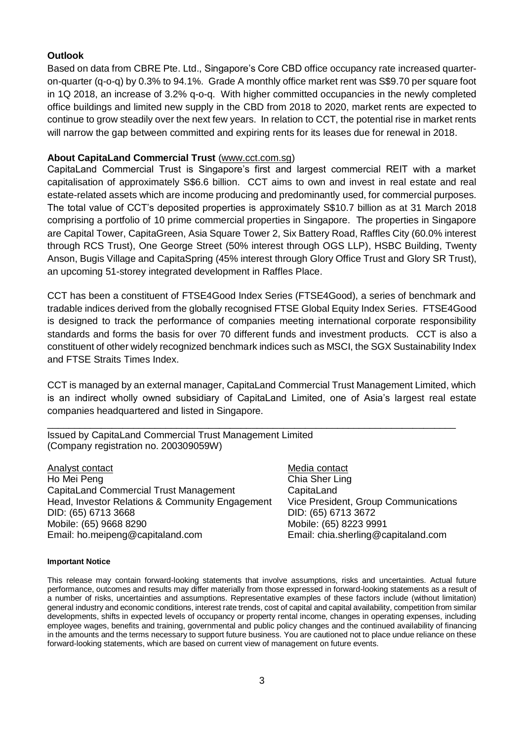**Outlook**

Based on data from CBRE Pte. Ltd., Singapore's Core CBD office occupancy rate increased quarter-on-quarter (q-o-q) by 0.3% to 94.1%. Grade A monthly office market rent was S$9.70 per square foot in 1Q 2018, an increase of 3.2% q-o-q. With higher committed occupancies in the newly completed office buildings and limited new supply in the CBD from 2018 to 2020, market rents are expected to continue to grow steadily over the next few years. In relation to CCT, the potential rise in market rents will narrow the gap between committed and expiring rents for its leases due for renewal in 2018.

**About CapitaLand Commercial Trust** (www.cct.com.sg)

CapitaLand Commercial Trust is Singapore's first and largest commercial REIT with a market capitalisation of approximately S$6.6 billion. CCT aims to own and invest in real estate and real estate-related assets which are income producing and predominantly used, for commercial purposes. The total value of CCT's deposited properties is approximately S$10.7 billion as at 31 March 2018 comprising a portfolio of 10 prime commercial properties in Singapore. The properties in Singapore are Capital Tower, CapitaGreen, Asia Square Tower 2, Six Battery Road, Raffles City (60.0% interest through RCS Trust), One George Street (50% interest through OGS LLP), HSBC Building, Twenty Anson, Bugis Village and CapitaSpring (45% interest through Glory Office Trust and Glory SR Trust), an upcoming 51-storey integrated development in Raffles Place.

CCT has been a constituent of FTSE4Good Index Series (FTSE4Good), a series of benchmark and tradable indices derived from the globally recognised FTSE Global Equity Index Series. FTSE4Good is designed to track the performance of companies meeting international corporate responsibility standards and forms the basis for over 70 different funds and investment products. CCT is also a constituent of other widely recognized benchmark indices such as MSCI, the SGX Sustainability Index and FTSE Straits Times Index.

CCT is managed by an external manager, CapitaLand Commercial Trust Management Limited, which is an indirect wholly owned subsidiary of CapitaLand Limited, one of Asia's largest real estate companies headquartered and listed in Singapore.

---

Issued by CapitaLand Commercial Trust Management Limited
(Company registration no. 200309059W)

Analyst contact
Ho Mei Peng
CapitaLand Commercial Trust Management
Head, Investor Relations & Community Engagement
DID: (65) 6713 3668
Mobile: (65) 9668 8290
Email: ho.meipeng@capitaland.com

Media contact
Chia Sher Ling
CapitaLand
Vice President, Group Communications
DID: (65) 6713 3672
Mobile: (65) 8223 9991
Email: chia.sherling@capitaland.com

**Important Notice**

This release may contain forward-looking statements that involve assumptions, risks and uncertainties. Actual future performance, outcomes and results may differ materially from those expressed in forward-looking statements as a result of a number of risks, uncertainties and assumptions. Representative examples of these factors include (without limitation) general industry and economic conditions, interest rate trends, cost of capital and capital availability, competition from similar developments, shifts in expected levels of occupancy or property rental income, changes in operating expenses, including employee wages, benefits and training, governmental and public policy changes and the continued availability of financing in the amounts and the terms necessary to support future business. You are cautioned not to place undue reliance on these forward-looking statements, which are based on current view of management on future events.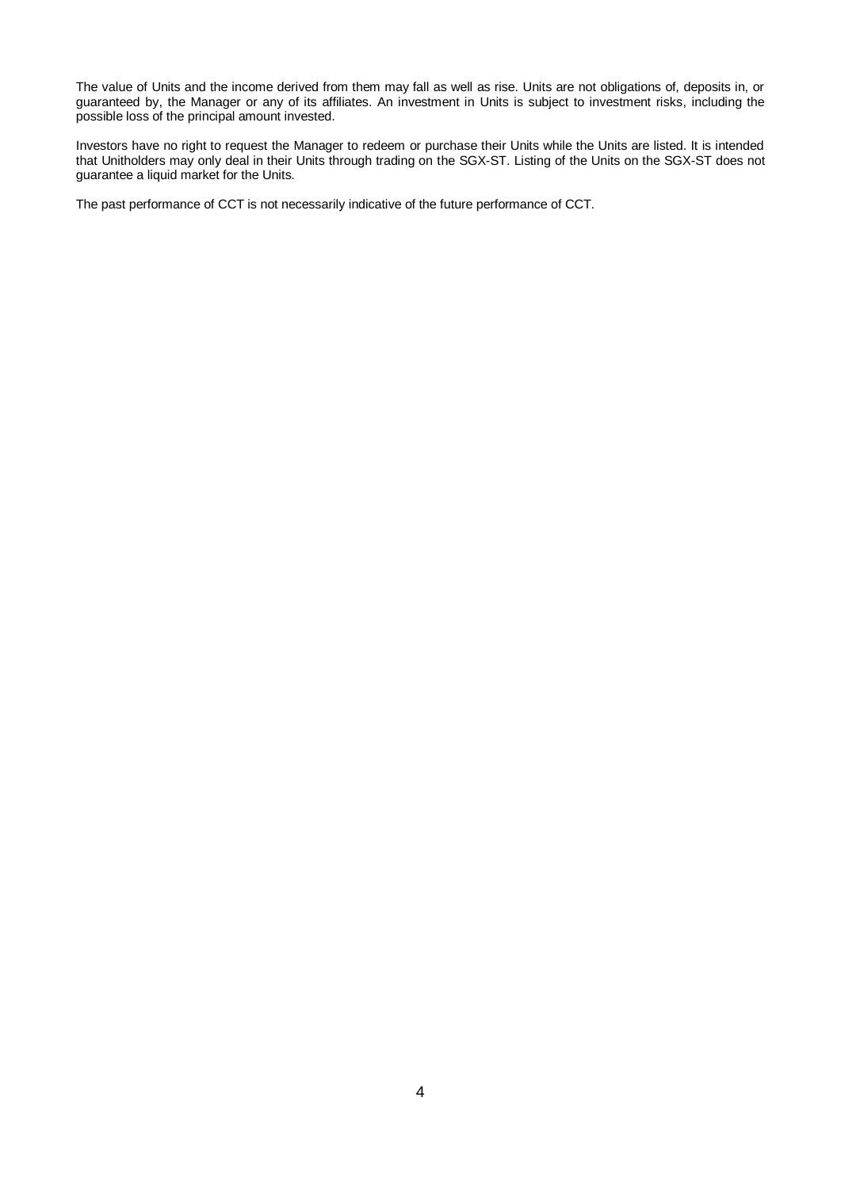The value of Units and the income derived from them may fall as well as rise. Units are not obligations of, deposits in, or guaranteed by, the Manager or any of its affiliates. An investment in Units is subject to investment risks, including the possible loss of the principal amount invested.

Investors have no right to request the Manager to redeem or purchase their Units while the Units are listed. It is intended that Unitholders may only deal in their Units through trading on the SGX-ST. Listing of the Units on the SGX-ST does not guarantee a liquid market for the Units.

The past performance of CCT is not necessarily indicative of the future performance of CCT.